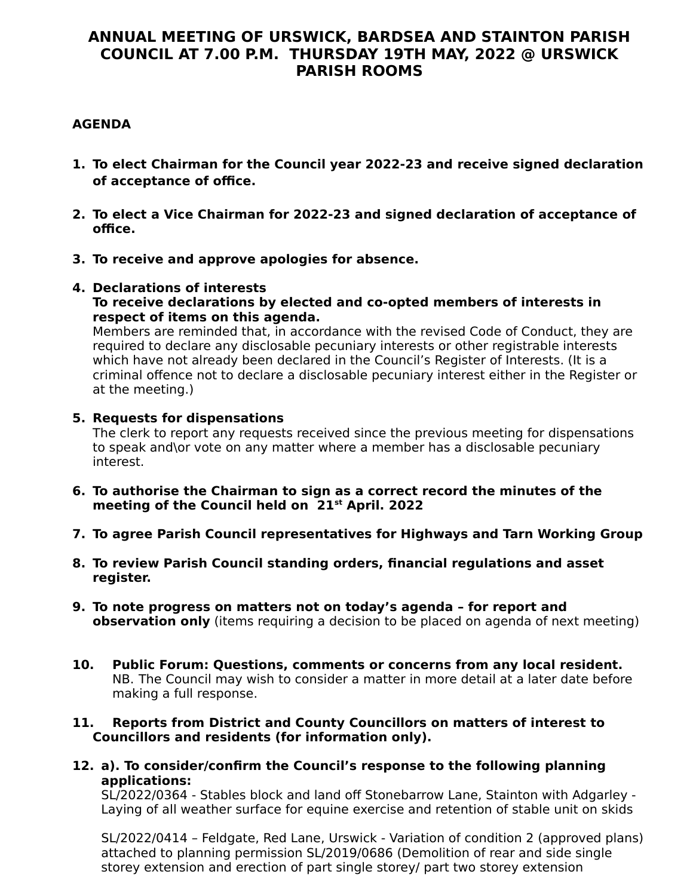# ANNUAL MEETING OF URSWICK, BARDSEA AND STAINTON PARISH COUNCIL AT 7.00 P.M. THURSDAY 19TH MAY, 2022 @ URSWICK PARISH ROOMS

**AGENDA**

1. **To elect Chairman for the Council year 2022-23 and receive signed declaration of acceptance of office.**

2. **To elect a Vice Chairman for 2022-23 and signed declaration of acceptance of office.**

3. **To receive and approve apologies for absence.**

4. **Declarations of interests**
   **To receive declarations by elected and co-opted members of interests in respect of items on this agenda.**
   Members are reminded that, in accordance with the revised Code of Conduct, they are required to declare any disclosable pecuniary interests or other registrable interests which have not already been declared in the Council's Register of Interests. (It is a criminal offence not to declare a disclosable pecuniary interest either in the Register or at the meeting.)

5. **Requests for dispensations**
   The clerk to report any requests received since the previous meeting for dispensations to speak and\or vote on any matter where a member has a disclosable pecuniary interest.

6. **To authorise the Chairman to sign as a correct record the minutes of the meeting of the Council held on 21st April. 2022**

7. **To agree Parish Council representatives for Highways and Tarn Working Group**

8. **To review Parish Council standing orders, financial regulations and asset register.**

9. **To note progress on matters not on today's agenda – for report and observation only** (items requiring a decision to be placed on agenda of next meeting)

10. **Public Forum: Questions, comments or concerns from any local resident.**
    NB. The Council may wish to consider a matter in more detail at a later date before making a full response.

11. **Reports from District and County Councillors on matters of interest to Councillors and residents (for information only).**

12. **a). To consider/confirm the Council's response to the following planning applications:**
    SL/2022/0364 - Stables block and land off Stonebarrow Lane, Stainton with Adgarley - Laying of all weather surface for equine exercise and retention of stable unit on skids

    SL/2022/0414 – Feldgate, Red Lane, Urswick - Variation of condition 2 (approved plans) attached to planning permission SL/2019/0686 (Demolition of rear and side single storey extension and erection of part single storey/ part two storey extension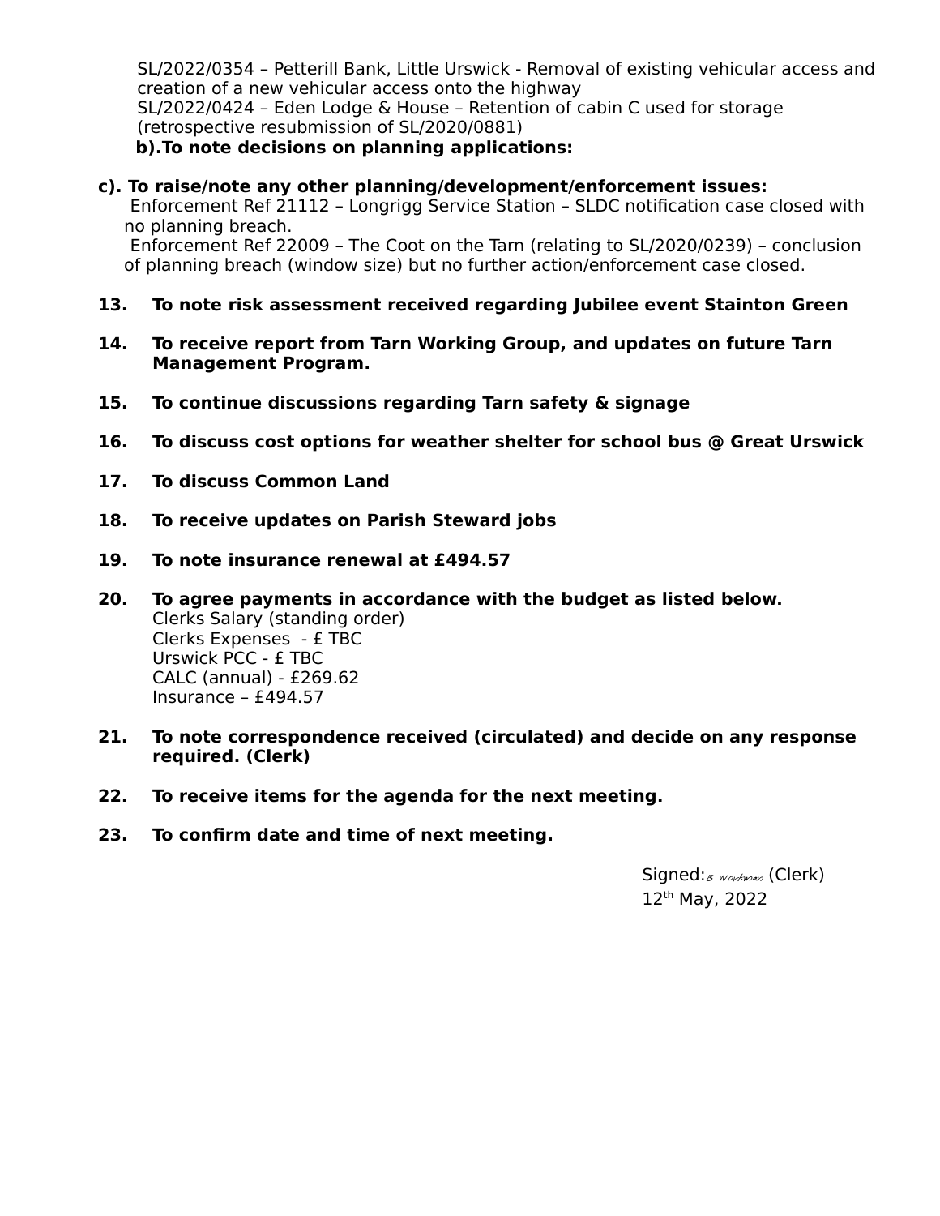SL/2022/0354 – Petterill Bank, Little Urswick - Removal of existing vehicular access and creation of a new vehicular access onto the highway
SL/2022/0424 – Eden Lodge & House – Retention of cabin C used for storage (retrospective resubmission of SL/2020/0881)

**b).To note decisions on planning applications:**

**c). To raise/note any other planning/development/enforcement issues:**
Enforcement Ref 21112 – Longrigg Service Station – SLDC notification case closed with no planning breach.
Enforcement Ref 22009 – The Coot on the Tarn (relating to SL/2020/0239) – conclusion of planning breach (window size) but no further action/enforcement case closed.

**13. To note risk assessment received regarding Jubilee event Stainton Green**

**14. To receive report from Tarn Working Group, and updates on future Tarn Management Program.**

**15. To continue discussions regarding Tarn safety & signage**

**16. To discuss cost options for weather shelter for school bus @ Great Urswick**

**17. To discuss Common Land**

**18. To receive updates on Parish Steward jobs**

**19. To note insurance renewal at £494.57**

**20. To agree payments in accordance with the budget as listed below.**
Clerks Salary (standing order)
Clerks Expenses - £ TBC
Urswick PCC - £ TBC
CALC (annual) - £269.62
Insurance – £494.57

**21. To note correspondence received (circulated) and decide on any response required. (Clerk)**

**22. To receive items for the agenda for the next meeting.**

**23. To confirm date and time of next meeting.**

Signed: B Workman (Clerk)
12th May, 2022